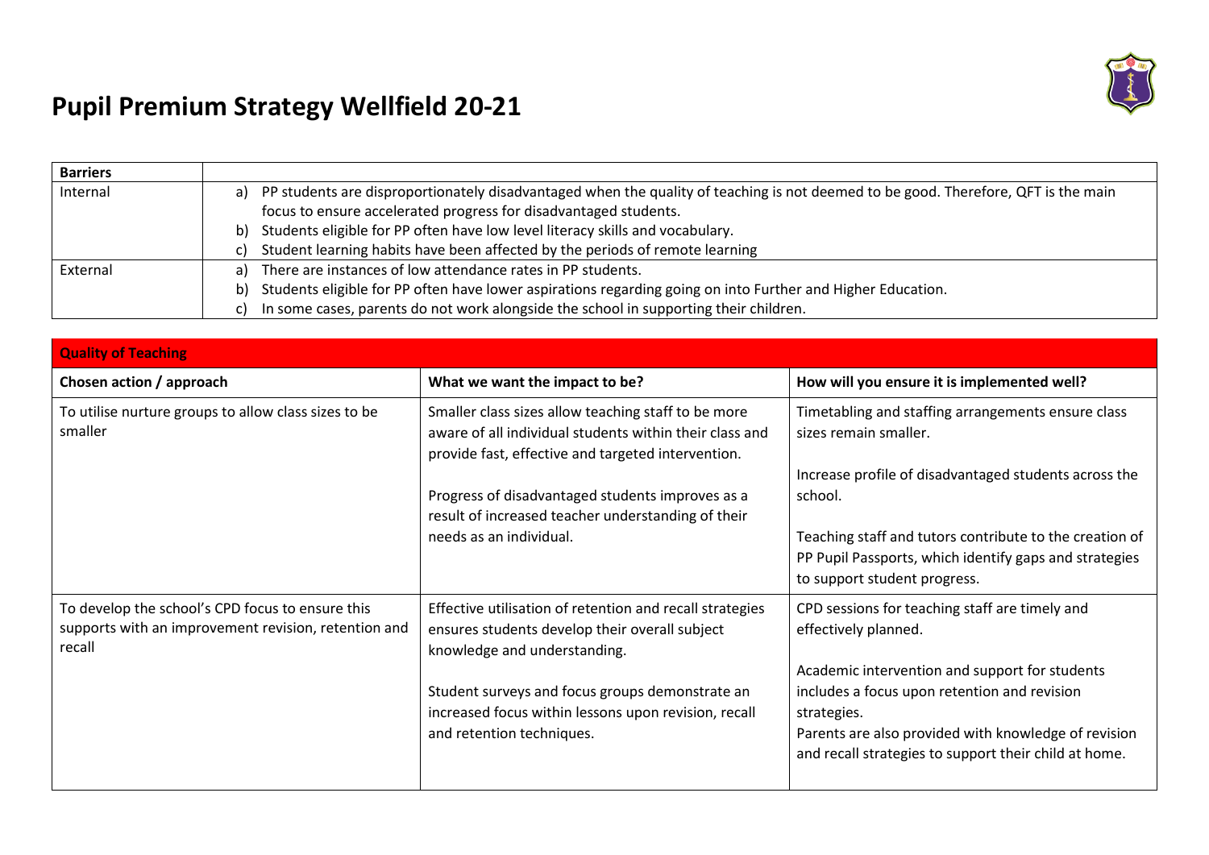# Pupil Premium Strategy Wellfield 20-21

| Barriers | |
|---|---|
| Internal | a) PP students are disproportionately disadvantaged when the quality of teaching is not deemed to be good. Therefore, QFT is the main focus to ensure accelerated progress for disadvantaged students.<br>b) Students eligible for PP often have low level literacy skills and vocabulary.<br>c) Student learning habits have been affected by the periods of remote learning |
| External | a) There are instances of low attendance rates in PP students.<br>b) Students eligible for PP often have lower aspirations regarding going on into Further and Higher Education.<br>c) In some cases, parents do not work alongside the school in supporting their children. |

| Quality of Teaching | | |
|---|---|---|
| **Chosen action / approach** | **What we want the impact to be?** | **How will you ensure it is implemented well?** |
| To utilise nurture groups to allow class sizes to be smaller | Smaller class sizes allow teaching staff to be more aware of all individual students within their class and provide fast, effective and targeted intervention.<br><br>Progress of disadvantaged students improves as a result of increased teacher understanding of their needs as an individual. | Timetabling and staffing arrangements ensure class sizes remain smaller.<br><br>Increase profile of disadvantaged students across the school.<br><br>Teaching staff and tutors contribute to the creation of PP Pupil Passports, which identify gaps and strategies to support student progress. |
| To develop the school's CPD focus to ensure this supports with an improvement revision, retention and recall | Effective utilisation of retention and recall strategies ensures students develop their overall subject knowledge and understanding.<br><br>Student surveys and focus groups demonstrate an increased focus within lessons upon revision, recall and retention techniques. | CPD sessions for teaching staff are timely and effectively planned.<br><br>Academic intervention and support for students includes a focus upon retention and revision strategies.<br>Parents are also provided with knowledge of revision and recall strategies to support their child at home. |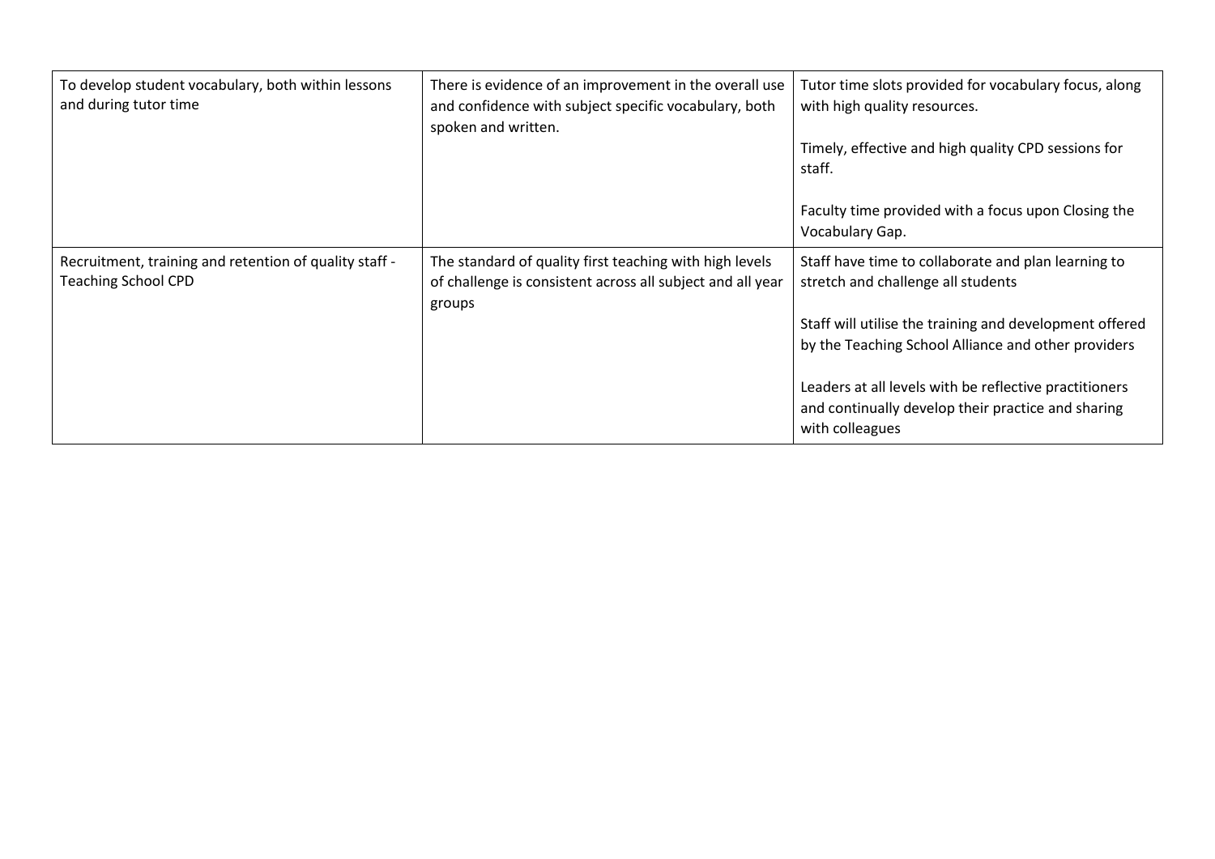| | | |
|---|---|---|
| To develop student vocabulary, both within lessons and during tutor time | There is evidence of an improvement in the overall use and confidence with subject specific vocabulary, both spoken and written. | Tutor time slots provided for vocabulary focus, along with high quality resources.<br><br>Timely, effective and high quality CPD sessions for staff.<br><br>Faculty time provided with a focus upon Closing the Vocabulary Gap. |
| Recruitment, training and retention of quality staff - Teaching School CPD | The standard of quality first teaching with high levels of challenge is consistent across all subject and all year groups | Staff have time to collaborate and plan learning to stretch and challenge all students<br><br>Staff will utilise the training and development offered by the Teaching School Alliance and other providers<br><br>Leaders at all levels with be reflective practitioners and continually develop their practice and sharing with colleagues |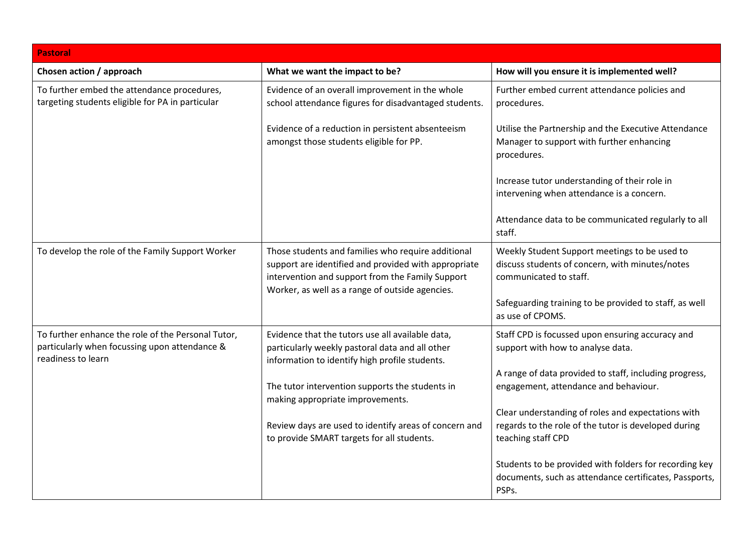| **Pastoral** | | |
|---|---|---|
| **Chosen action / approach** | **What we want the impact to be?** | **How will you ensure it is implemented well?** |
| To further embed the attendance procedures, targeting students eligible for PA in particular | Evidence of an overall improvement in the whole school attendance figures for disadvantaged students.<br><br>Evidence of a reduction in persistent absenteeism amongst those students eligible for PP. | Further embed current attendance policies and procedures.<br><br>Utilise the Partnership and the Executive Attendance Manager to support with further enhancing procedures.<br><br>Increase tutor understanding of their role in intervening when attendance is a concern.<br><br>Attendance data to be communicated regularly to all staff. |
| To develop the role of the Family Support Worker | Those students and families who require additional support are identified and provided with appropriate intervention and support from the Family Support Worker, as well as a range of outside agencies. | Weekly Student Support meetings to be used to discuss students of concern, with minutes/notes communicated to staff.<br><br>Safeguarding training to be provided to staff, as well as use of CPOMS. |
| To further enhance the role of the Personal Tutor, particularly when focussing upon attendance & readiness to learn | Evidence that the tutors use all available data, particularly weekly pastoral data and all other information to identify high profile students.<br><br>The tutor intervention supports the students in making appropriate improvements.<br><br>Review days are used to identify areas of concern and to provide SMART targets for all students. | Staff CPD is focussed upon ensuring accuracy and support with how to analyse data.<br><br>A range of data provided to staff, including progress, engagement, attendance and behaviour.<br><br>Clear understanding of roles and expectations with regards to the role of the tutor is developed during teaching staff CPD<br><br>Students to be provided with folders for recording key documents, such as attendance certificates, Passports, PSPs. |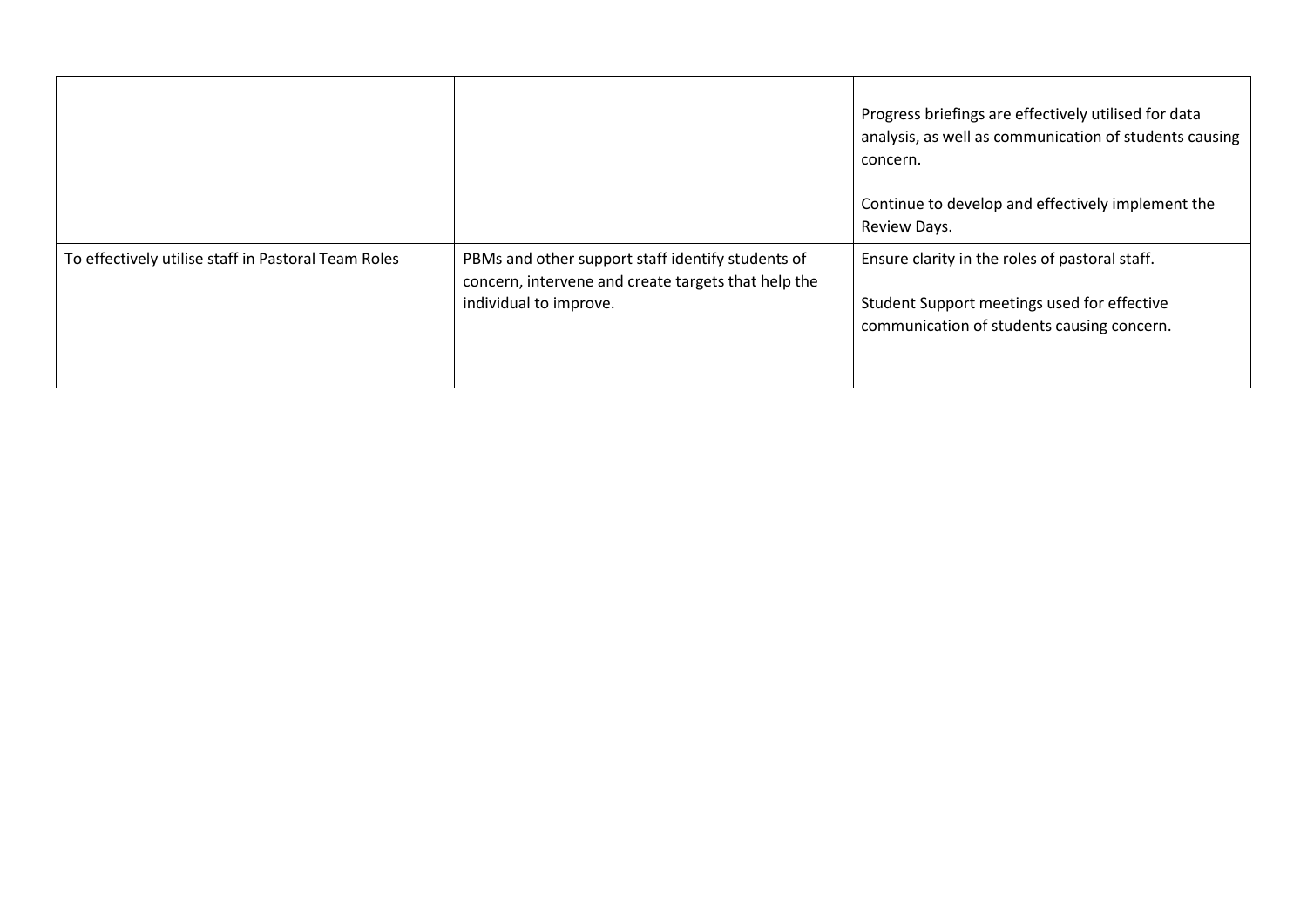| | | |
|---|---|---|
| | | Progress briefings are effectively utilised for data analysis, as well as communication of students causing concern.<br><br>Continue to develop and effectively implement the Review Days. |
| To effectively utilise staff in Pastoral Team Roles | PBMs and other support staff identify students of concern, intervene and create targets that help the individual to improve. | Ensure clarity in the roles of pastoral staff.<br><br>Student Support meetings used for effective communication of students causing concern. |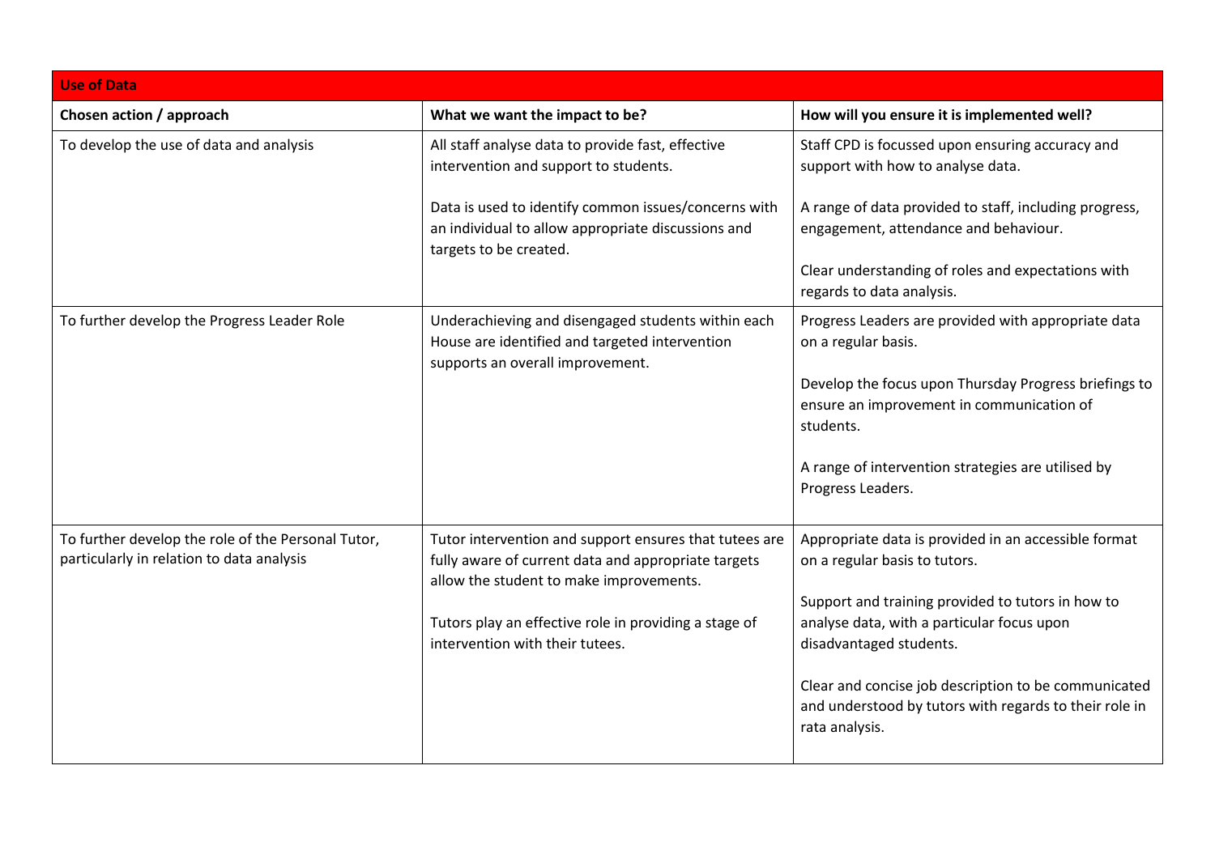| Use of Data | | |
|---|---|---|
| **Chosen action / approach** | **What we want the impact to be?** | **How will you ensure it is implemented well?** |
| To develop the use of data and analysis | All staff analyse data to provide fast, effective intervention and support to students.<br><br>Data is used to identify common issues/concerns with an individual to allow appropriate discussions and targets to be created. | Staff CPD is focussed upon ensuring accuracy and support with how to analyse data.<br><br>A range of data provided to staff, including progress, engagement, attendance and behaviour.<br><br>Clear understanding of roles and expectations with regards to data analysis. |
| To further develop the Progress Leader Role | Underachieving and disengaged students within each House are identified and targeted intervention supports an overall improvement. | Progress Leaders are provided with appropriate data on a regular basis.<br><br>Develop the focus upon Thursday Progress briefings to ensure an improvement in communication of students.<br><br>A range of intervention strategies are utilised by Progress Leaders. |
| To further develop the role of the Personal Tutor, particularly in relation to data analysis | Tutor intervention and support ensures that tutees are fully aware of current data and appropriate targets allow the student to make improvements.<br><br>Tutors play an effective role in providing a stage of intervention with their tutees. | Appropriate data is provided in an accessible format on a regular basis to tutors.<br><br>Support and training provided to tutors in how to analyse data, with a particular focus upon disadvantaged students.<br><br>Clear and concise job description to be communicated and understood by tutors with regards to their role in rata analysis. |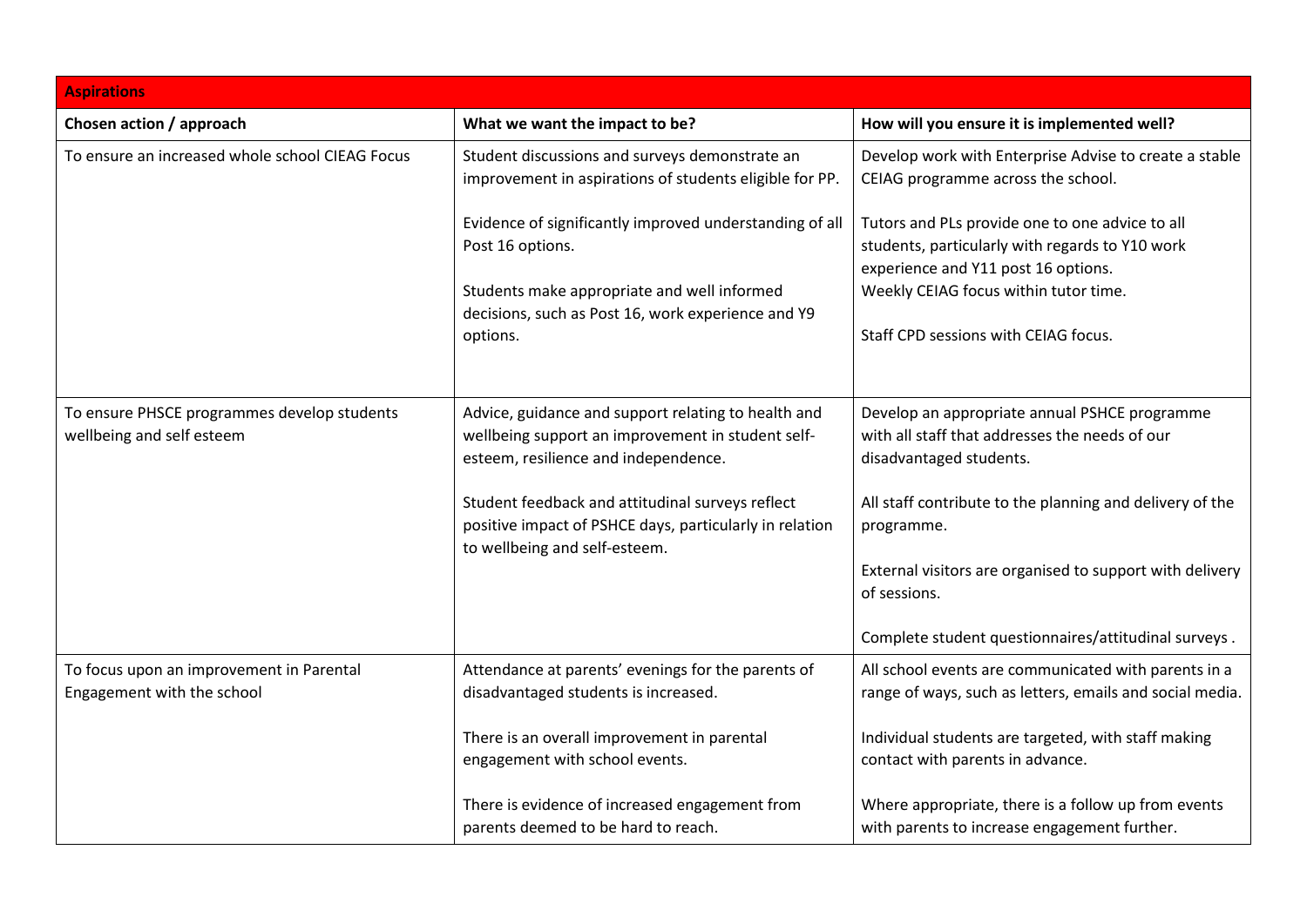| Aspirations | | |
|---|---|---|
| **Chosen action / approach** | **What we want the impact to be?** | **How will you ensure it is implemented well?** |
| To ensure an increased whole school CIEAG Focus | Student discussions and surveys demonstrate an improvement in aspirations of students eligible for PP.<br><br>Evidence of significantly improved understanding of all Post 16 options.<br><br>Students make appropriate and well informed decisions, such as Post 16, work experience and Y9 options. | Develop work with Enterprise Advise to create a stable CEIAG programme across the school.<br><br>Tutors and PLs provide one to one advice to all students, particularly with regards to Y10 work experience and Y11 post 16 options.<br>Weekly CEIAG focus within tutor time.<br><br>Staff CPD sessions with CEIAG focus. |
| To ensure PHSCE programmes develop students wellbeing and self esteem | Advice, guidance and support relating to health and wellbeing support an improvement in student self-esteem, resilience and independence.<br><br>Student feedback and attitudinal surveys reflect positive impact of PSHCE days, particularly in relation to wellbeing and self-esteem. | Develop an appropriate annual PSHCE programme with all staff that addresses the needs of our disadvantaged students.<br><br>All staff contribute to the planning and delivery of the programme.<br><br>External visitors are organised to support with delivery of sessions.<br><br>Complete student questionnaires/attitudinal surveys . |
| To focus upon an improvement in Parental Engagement with the school | Attendance at parents' evenings for the parents of disadvantaged students is increased.<br><br>There is an overall improvement in parental engagement with school events.<br><br>There is evidence of increased engagement from parents deemed to be hard to reach. | All school events are communicated with parents in a range of ways, such as letters, emails and social media.<br><br>Individual students are targeted, with staff making contact with parents in advance.<br><br>Where appropriate, there is a follow up from events with parents to increase engagement further. |